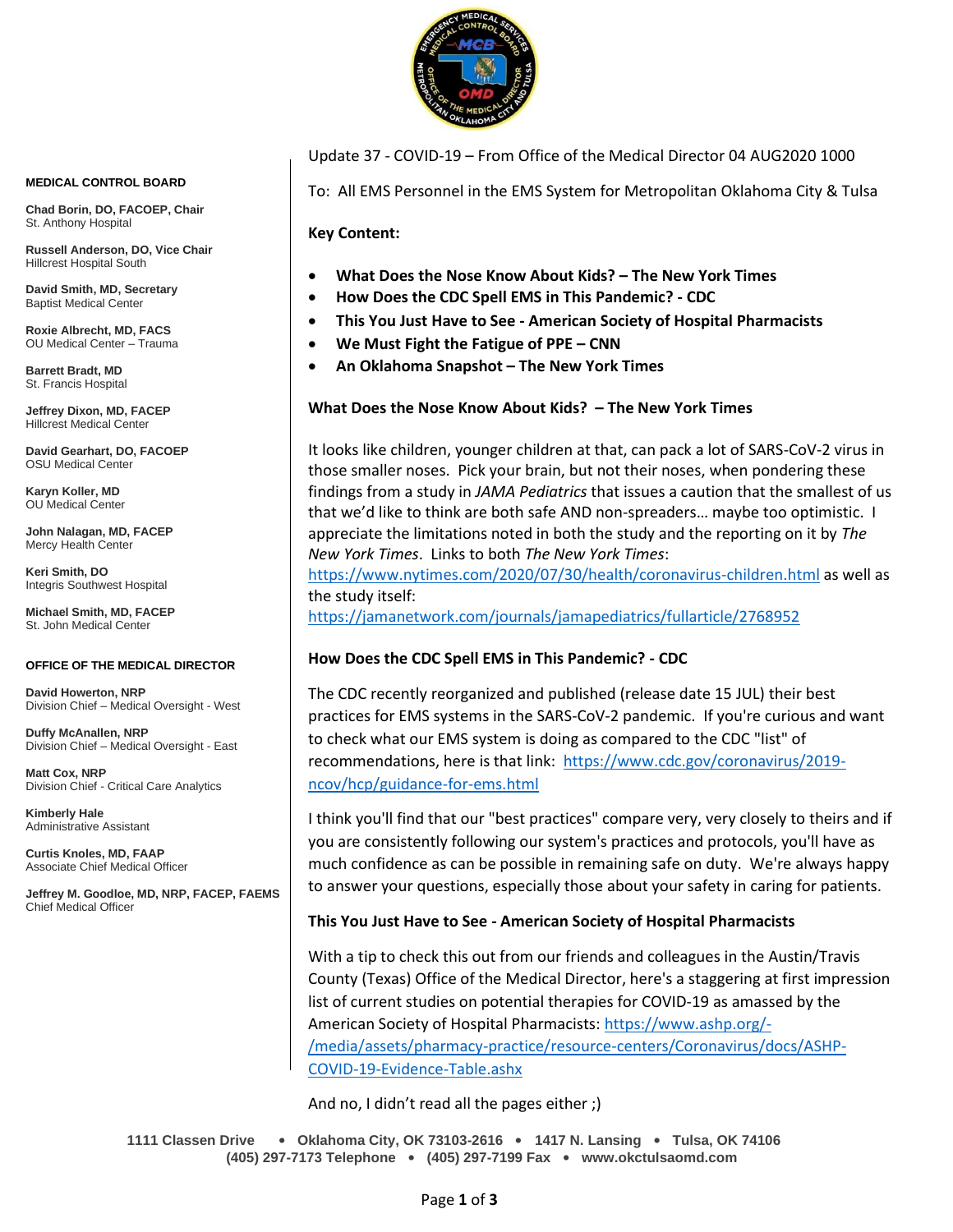**MEDICAL CONTROL BOARD**

**Chad Borin, DO, FACOEP, Chair**
St. Anthony Hospital

**Russell Anderson, DO, Vice Chair**
Hillcrest Hospital South

**David Smith, MD, Secretary**
Baptist Medical Center

**Roxie Albrecht, MD, FACS**
OU Medical Center – Trauma

**Barrett Bradt, MD**
St. Francis Hospital

**Jeffrey Dixon, MD, FACEP**
Hillcrest Medical Center

**David Gearhart, DO, FACOEP**
OSU Medical Center

**Karyn Koller, MD**
OU Medical Center

**John Nalagan, MD, FACEP**
Mercy Health Center

**Keri Smith, DO**
Integris Southwest Hospital

**Michael Smith, MD, FACEP**
St. John Medical Center

**OFFICE OF THE MEDICAL DIRECTOR**

**David Howerton, NRP**
Division Chief – Medical Oversight - West

**Duffy McAnallen, NRP**
Division Chief – Medical Oversight - East

**Matt Cox, NRP**
Division Chief - Critical Care Analytics

**Kimberly Hale**
Administrative Assistant

**Curtis Knoles, MD, FAAP**
Associate Chief Medical Officer

**Jeffrey M. Goodloe, MD, NRP, FACEP, FAEMS**
Chief Medical Officer

Update 37 - COVID-19 – From Office of the Medical Director 04 AUG2020 1000

To: All EMS Personnel in the EMS System for Metropolitan Oklahoma City & Tulsa

**Key Content:**

- **What Does the Nose Know About Kids? – The New York Times**
- **How Does the CDC Spell EMS in This Pandemic? - CDC**
- **This You Just Have to See - American Society of Hospital Pharmacists**
- **We Must Fight the Fatigue of PPE – CNN**
- **An Oklahoma Snapshot – The New York Times**

**What Does the Nose Know About Kids? – The New York Times**

It looks like children, younger children at that, can pack a lot of SARS-CoV-2 virus in those smaller noses. Pick your brain, but not their noses, when pondering these findings from a study in *JAMA Pediatrics* that issues a caution that the smallest of us that we'd like to think are both safe AND non-spreaders… maybe too optimistic. I appreciate the limitations noted in both the study and the reporting on it by *The New York Times*. Links to both *The New York Times*: https://www.nytimes.com/2020/07/30/health/coronavirus-children.html as well as the study itself: https://jamanetwork.com/journals/jamapediatrics/fullarticle/2768952

**How Does the CDC Spell EMS in This Pandemic? - CDC**

The CDC recently reorganized and published (release date 15 JUL) their best practices for EMS systems in the SARS-CoV-2 pandemic. If you're curious and want to check what our EMS system is doing as compared to the CDC "list" of recommendations, here is that link: https://www.cdc.gov/coronavirus/2019-ncov/hcp/guidance-for-ems.html

I think you'll find that our "best practices" compare very, very closely to theirs and if you are consistently following our system's practices and protocols, you'll have as much confidence as can be possible in remaining safe on duty. We're always happy to answer your questions, especially those about your safety in caring for patients.

**This You Just Have to See - American Society of Hospital Pharmacists**

With a tip to check this out from our friends and colleagues in the Austin/Travis County (Texas) Office of the Medical Director, here's a staggering at first impression list of current studies on potential therapies for COVID-19 as amassed by the American Society of Hospital Pharmacists: https://www.ashp.org/-/media/assets/pharmacy-practice/resource-centers/Coronavirus/docs/ASHP-COVID-19-Evidence-Table.ashx

And no, I didn't read all the pages either ;)

**1111 Classen Drive • Oklahoma City, OK 73103-2616 • 1417 N. Lansing • Tulsa, OK 74106**
**(405) 297-7173 Telephone • (405) 297-7199 Fax • www.okctulsaomd.com**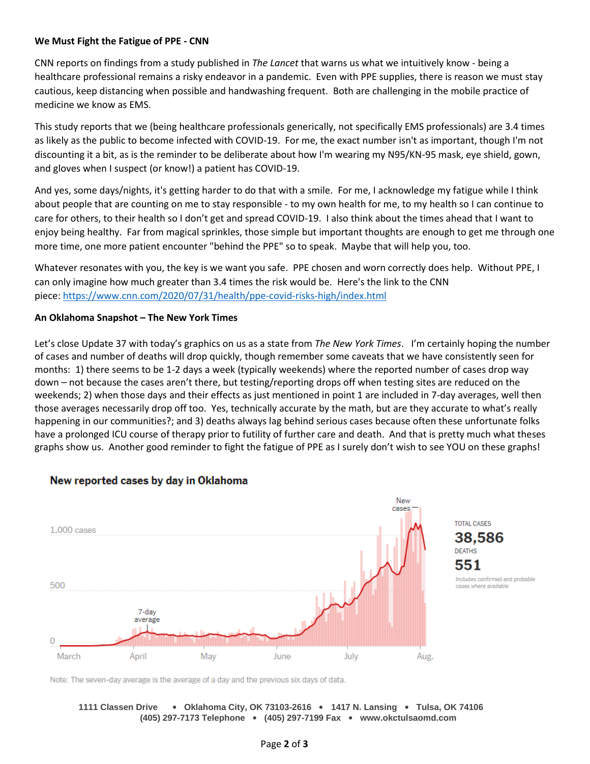**We Must Fight the Fatigue of PPE - CNN**

CNN reports on findings from a study published in *The Lancet* that warns us what we intuitively know - being a healthcare professional remains a risky endeavor in a pandemic. Even with PPE supplies, there is reason we must stay cautious, keep distancing when possible and handwashing frequent. Both are challenging in the mobile practice of medicine we know as EMS.

This study reports that we (being healthcare professionals generically, not specifically EMS professionals) are 3.4 times as likely as the public to become infected with COVID-19. For me, the exact number isn't as important, though I'm not discounting it a bit, as is the reminder to be deliberate about how I'm wearing my N95/KN-95 mask, eye shield, gown, and gloves when I suspect (or know!) a patient has COVID-19.

And yes, some days/nights, it's getting harder to do that with a smile. For me, I acknowledge my fatigue while I think about people that are counting on me to stay responsible - to my own health for me, to my health so I can continue to care for others, to their health so I don't get and spread COVID-19. I also think about the times ahead that I want to enjoy being healthy. Far from magical sprinkles, those simple but important thoughts are enough to get me through one more time, one more patient encounter "behind the PPE" so to speak. Maybe that will help you, too.

Whatever resonates with you, the key is we want you safe. PPE chosen and worn correctly does help. Without PPE, I can only imagine how much greater than 3.4 times the risk would be. Here's the link to the CNN piece: https://www.cnn.com/2020/07/31/health/ppe-covid-risks-high/index.html

**An Oklahoma Snapshot – The New York Times**

Let's close Update 37 with today's graphics on us as a state from *The New York Times*. I'm certainly hoping the number of cases and number of deaths will drop quickly, though remember some caveats that we have consistently seen for months: 1) there seems to be 1-2 days a week (typically weekends) where the reported number of cases drop way down – not because the cases aren't there, but testing/reporting drops off when testing sites are reduced on the weekends; 2) when those days and their effects as just mentioned in point 1 are included in 7-day averages, well then those averages necessarily drop off too. Yes, technically accurate by the math, but are they accurate to what's really happening in our communities?; and 3) deaths always lag behind serious cases because often these unfortunate folks have a prolonged ICU course of therapy prior to futility of further care and death. And that is pretty much what theses graphs show us. Another good reminder to fight the fatigue of PPE as I surely don't wish to see YOU on these graphs!

**New reported cases by day in Oklahoma**

TOTAL CASES **38,586**

DEATHS **551**

Includes confirmed and probable cases where available

Note: The seven-day average is the average of a day and the previous six days of data.

1111 Classen Drive • Oklahoma City, OK 73103-2616 • 1417 N. Lansing • Tulsa, OK 74106
(405) 297-7173 Telephone • (405) 297-7199 Fax • www.okctulsaomd.com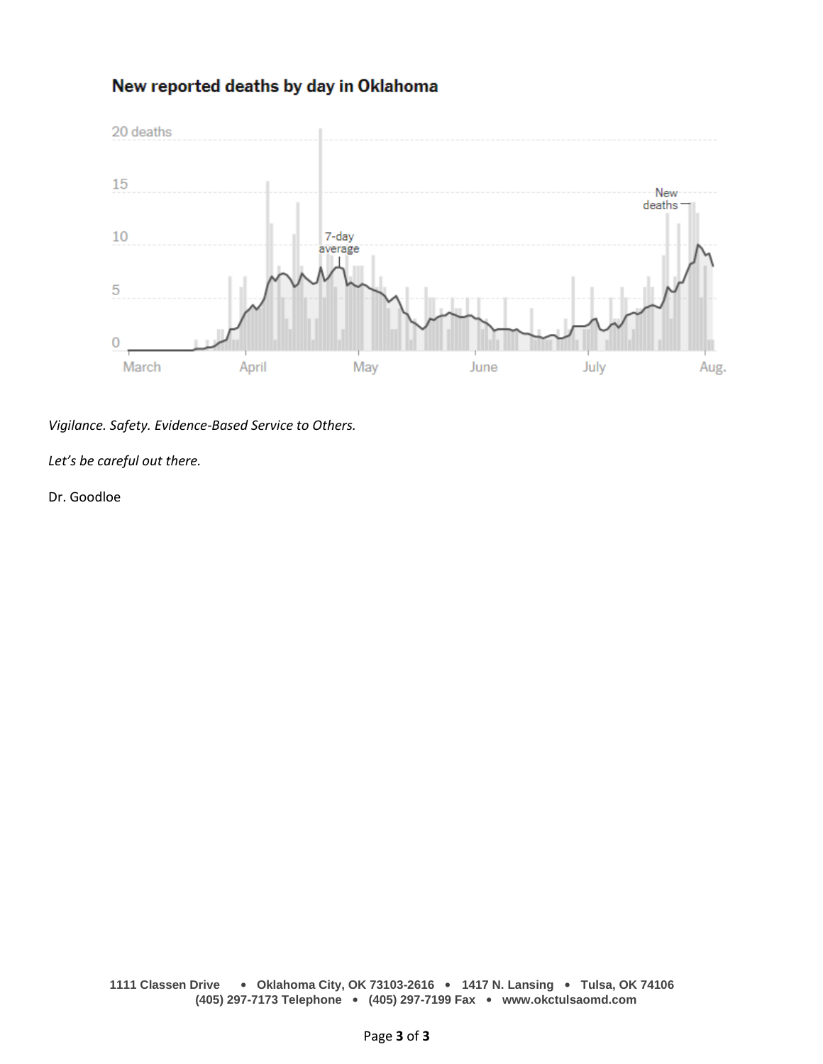New reported deaths by day in Oklahoma

20 deaths

15

10

5

0

7-day average

New deaths

March

April

May

June

July

Aug.

*Vigilance. Safety. Evidence-Based Service to Others.*

*Let's be careful out there.*

Dr. Goodloe

**1111 Classen Drive • Oklahoma City, OK 73103-2616 • 1417 N. Lansing • Tulsa, OK 74106**
**(405) 297-7173 Telephone • (405) 297-7199 Fax • www.okctulsaomd.com**